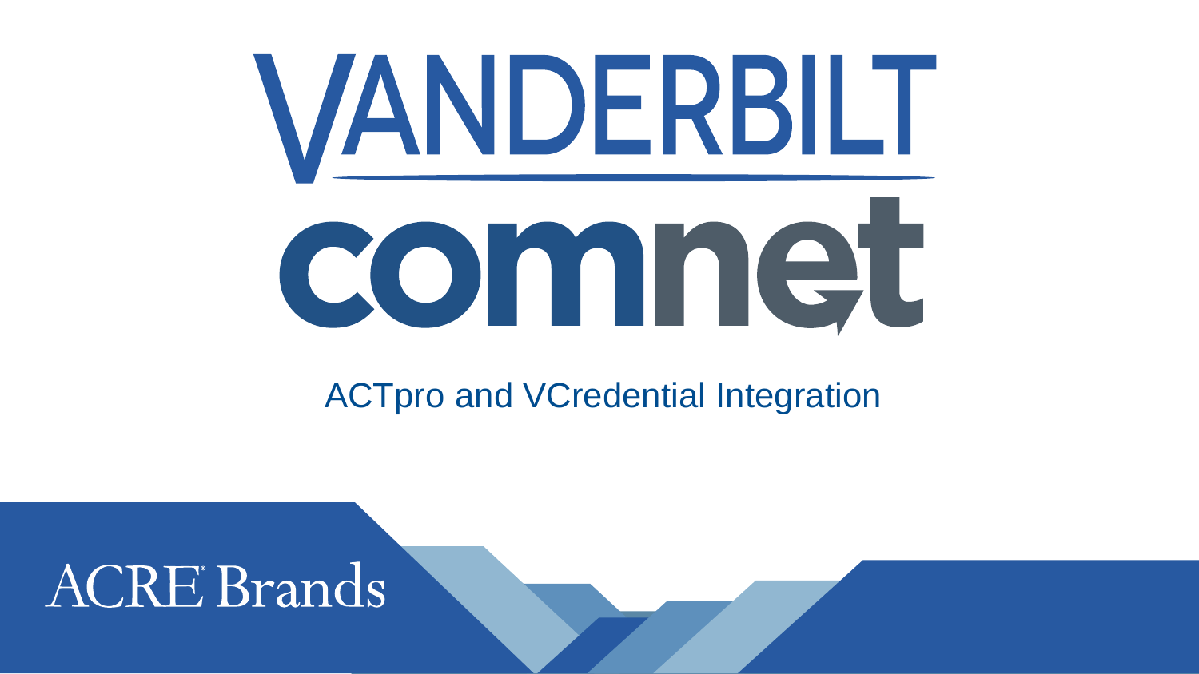# VANDERBILT

# comnet

## ACTpro and VCredential Integration

ACRE® Brands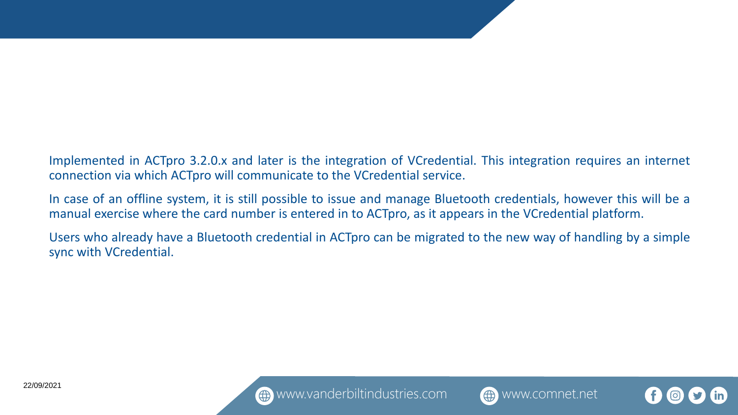Implemented in ACTpro 3.2.0.x and later is the integration of VCredential. This integration requires an internet connection via which ACTpro will communicate to the VCredential service.

In case of an offline system, it is still possible to issue and manage Bluetooth credentials, however this will be a manual exercise where the card number is entered in to ACTpro, as it appears in the VCredential platform.

Users who already have a Bluetooth credential in ACTpro can be migrated to the new way of handling by a simple sync with VCredential.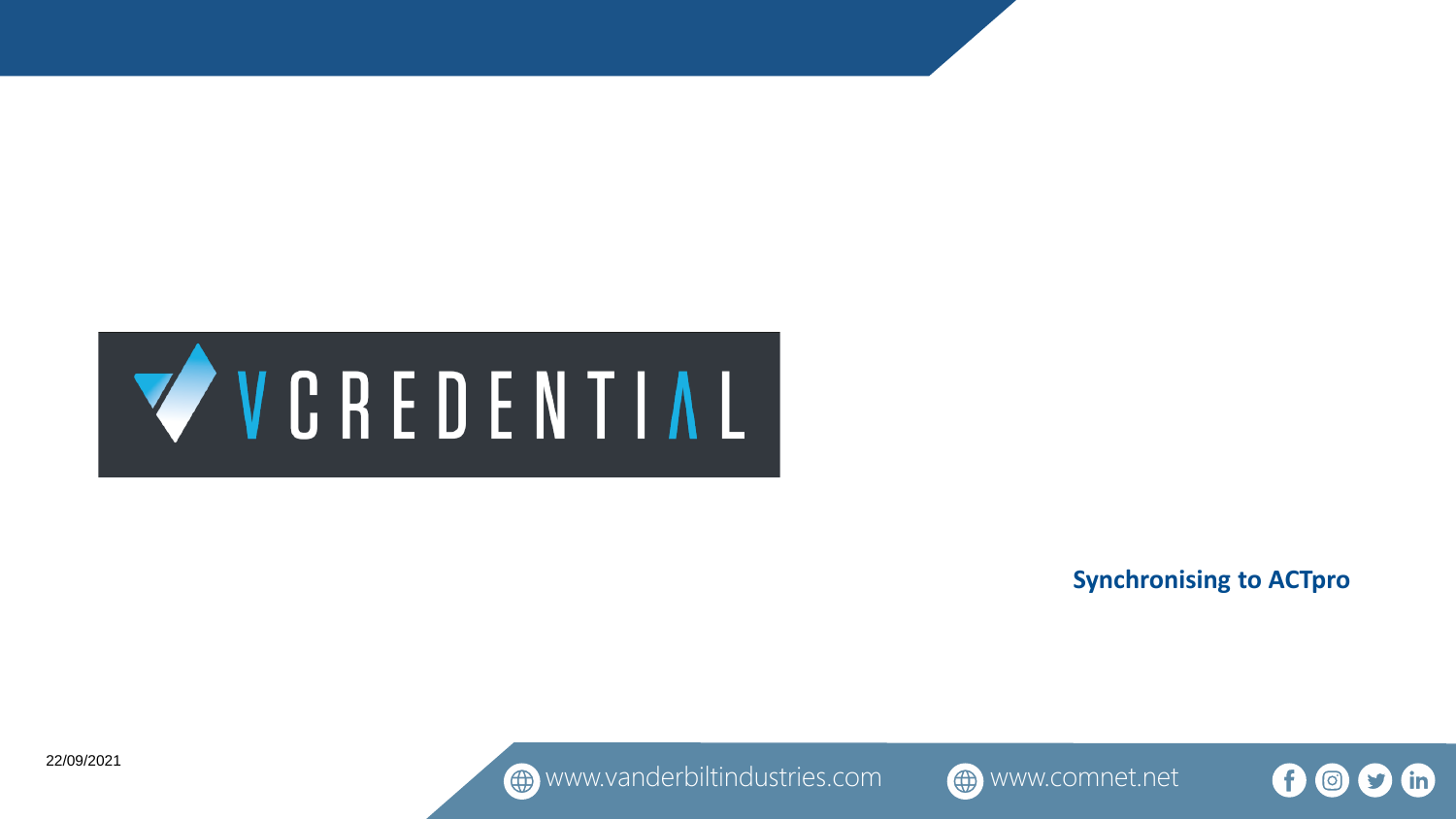VCREDENTIAL

**Synchronising to ACTpro**

22/09/2021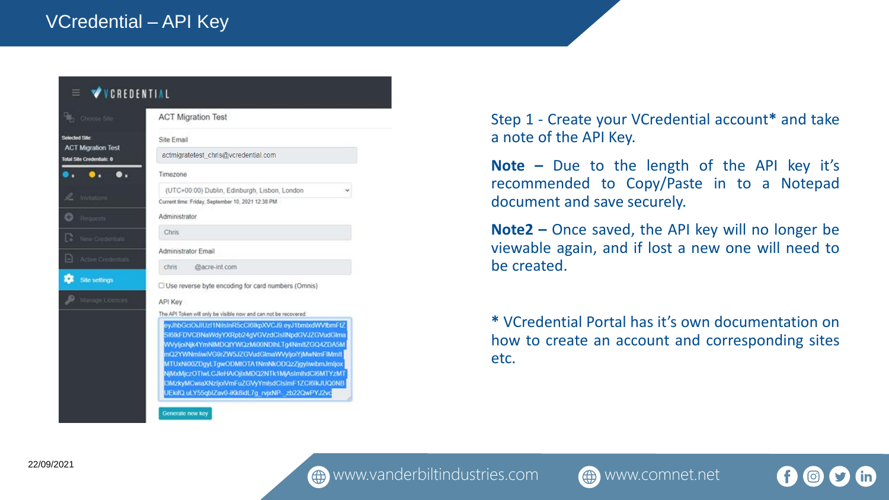# VCredential – API Key

Step 1 - Create your VCredential account* and take a note of the API Key.

**Note –** Due to the length of the API key it's recommended to Copy/Paste in to a Notepad document and save securely.

**Note2 –** Once saved, the API key will no longer be viewable again, and if lost a new one will need to be created.

* VCredential Portal has it's own documentation on how to create an account and corresponding sites etc.

22/09/2021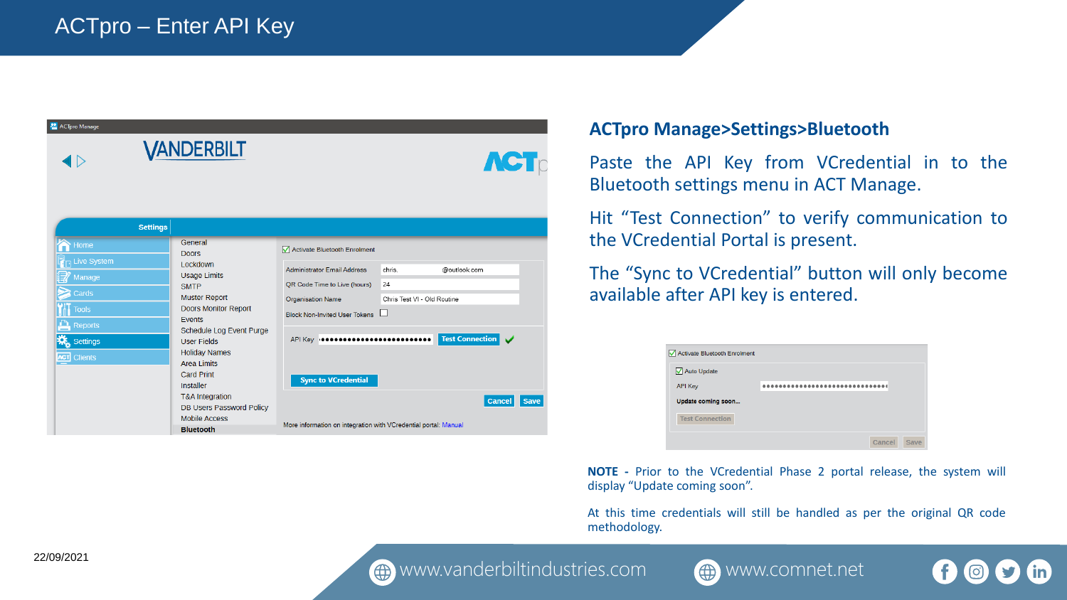# ACTpro – Enter API Key

### ACTpro Manage>Settings>Bluetooth

Paste the API Key from VCredential in to the Bluetooth settings menu in ACT Manage.

Hit "Test Connection" to verify communication to the VCredential Portal is present.

The "Sync to VCredential" button will only become available after API key is entered.

**NOTE -** Prior to the VCredential Phase 2 portal release, the system will display "Update coming soon".

At this time credentials will still be handled as per the original QR code methodology.

22/09/2021

www.vanderbiltindustries.com www.comnet.net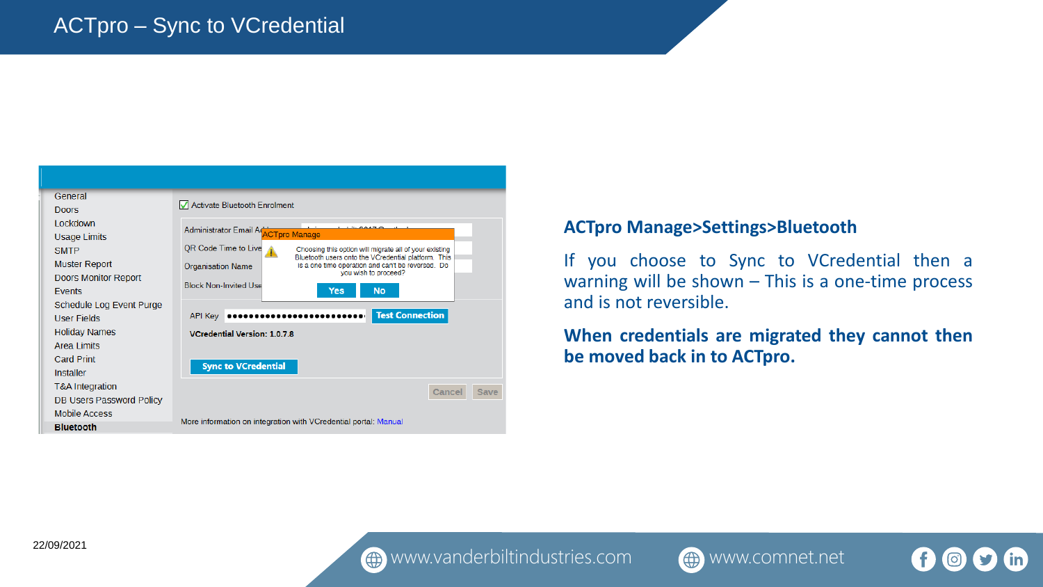# ACTpro – Sync to VCredential

**ACTpro Manage>Settings>Bluetooth**

If you choose to Sync to VCredential then a warning will be shown – This is a one-time process and is not reversible.

**When credentials are migrated they cannot then be moved back in to ACTpro.**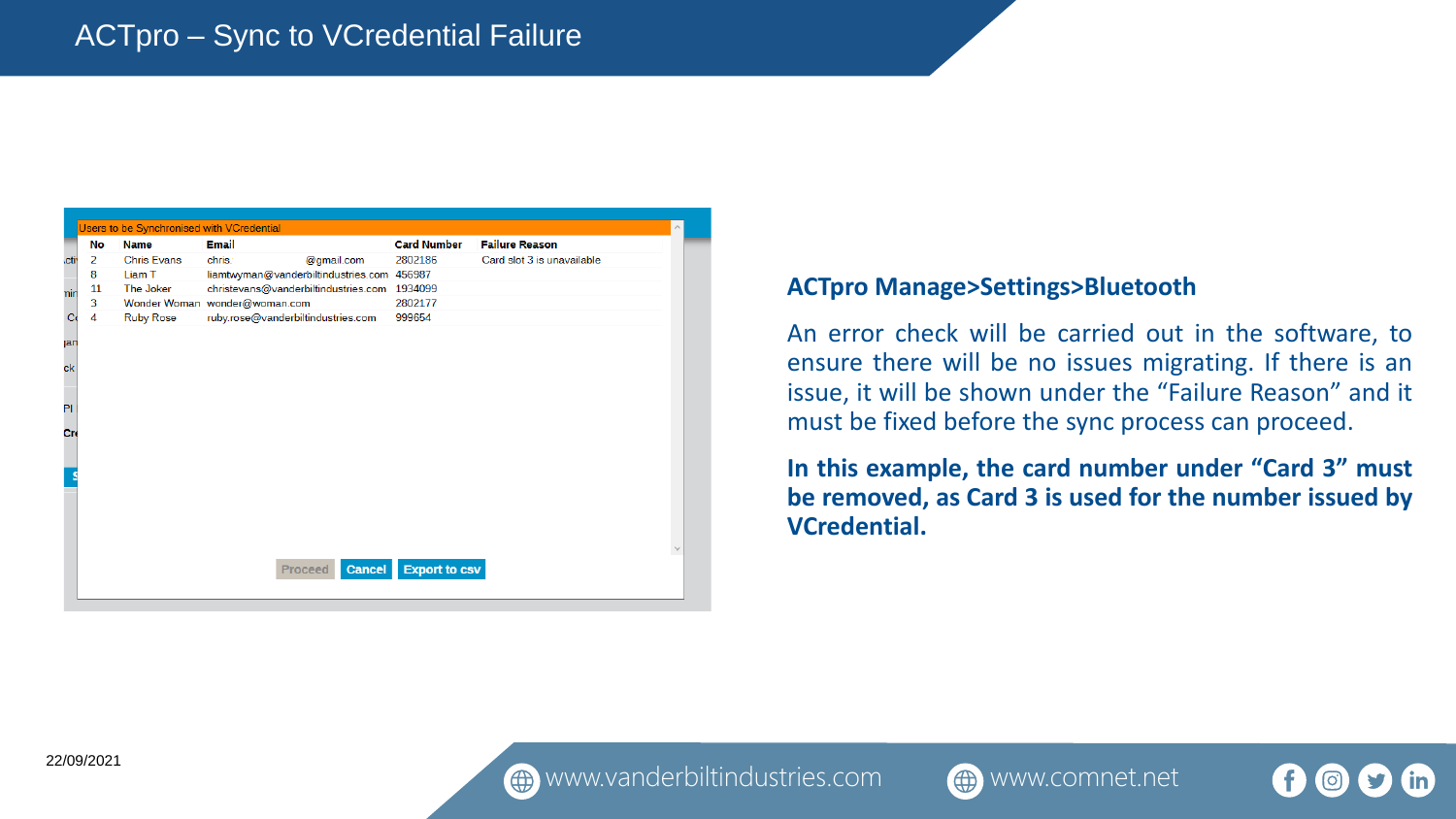# ACTpro – Sync to VCredential Failure

Users to be Synchronised with VCredential

| No | Name | Email | Card Number | Failure Reason |
|---|---|---|---|---|
| 2 | Chris Evans | chris. @gmail.com | 2802186 | Card slot 3 is unavailable |
| 8 | Liam T | liamtwyman@vanderbiltindustries.com | 456987 | |
| 11 | The Joker | christevans@vanderbiltindustries.com | 1934099 | |
| 3 | Wonder Woman | wonder@woman.com | 2802177 | |
| 4 | Ruby Rose | ruby.rose@vanderbiltindustries.com | 999654 | |

Proceed | Cancel | Export to csv

**ACTpro Manage>Settings>Bluetooth**

An error check will be carried out in the software, to ensure there will be no issues migrating. If there is an issue, it will be shown under the "Failure Reason" and it must be fixed before the sync process can proceed.

**In this example, the card number under "Card 3" must be removed, as Card 3 is used for the number issued by VCredential.**

22/09/2021

www.vanderbiltindustries.com www.comnet.net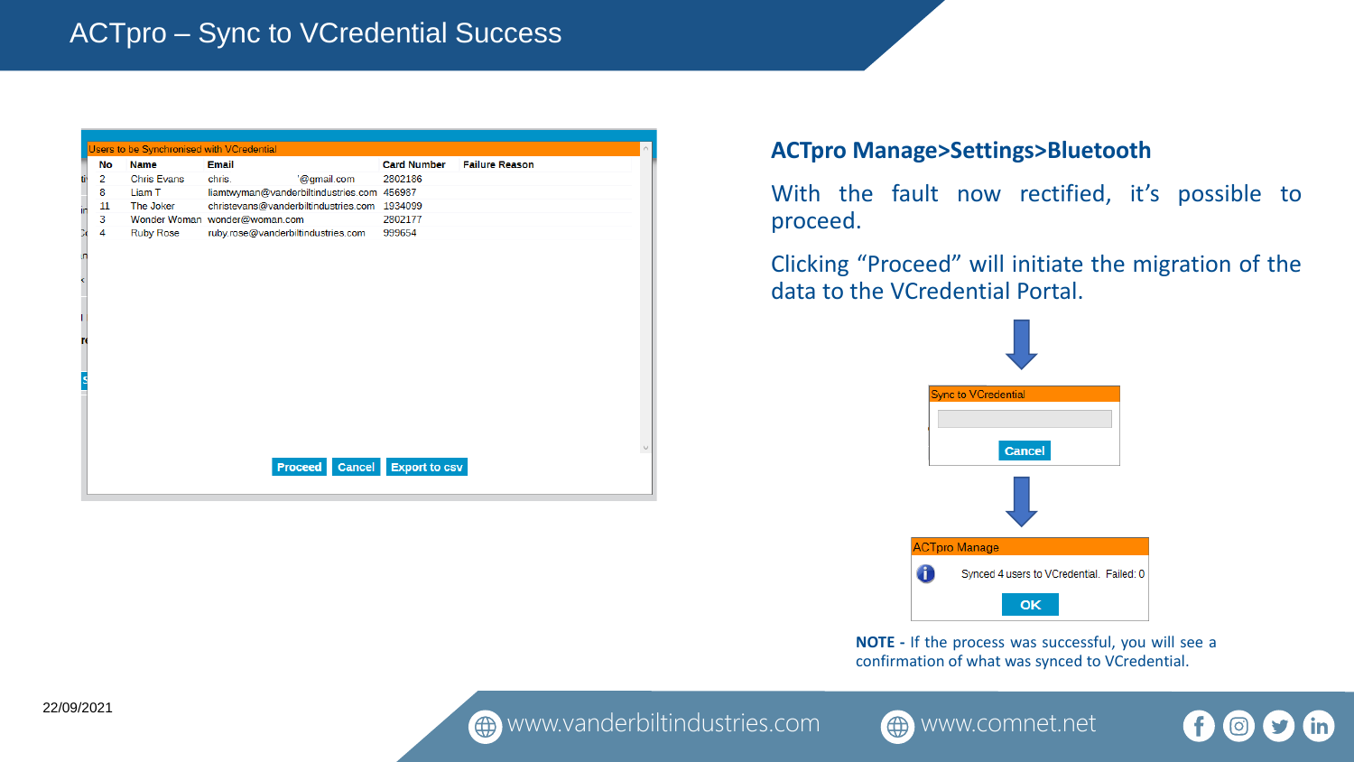# ACTpro – Sync to VCredential Success

Users to be Synchronised with VCredential

| No | Name | Email | Card Number | Failure Reason |
|---|---|---|---|---|
| 2 | Chris Evans | chris. '@gmail.com | 2802186 | |
| 8 | Liam T | liamtwyman@vanderbiltindustries.com | 456987 | |
| 11 | The Joker | christevans@vanderbiltindustries.com | 1934099 | |
| 3 | Wonder Woman | wonder@woman.com | 2802177 | |
| 4 | Ruby Rose | ruby.rose@vanderbiltindustries.com | 999654 | |

Proceed | Cancel | Export to csv

## ACTpro Manage>Settings>Bluetooth

With the fault now rectified, it's possible to proceed.

Clicking "Proceed" will initiate the migration of the data to the VCredential Portal.

Sync to VCredential

Cancel

ACTpro Manage

Synced 4 users to VCredental. Failed: 0

OK

**NOTE -** If the process was successful, you will see a confirmation of what was synced to VCredential.

22/09/2021

www.vanderbiltindustries.com www.comnet.net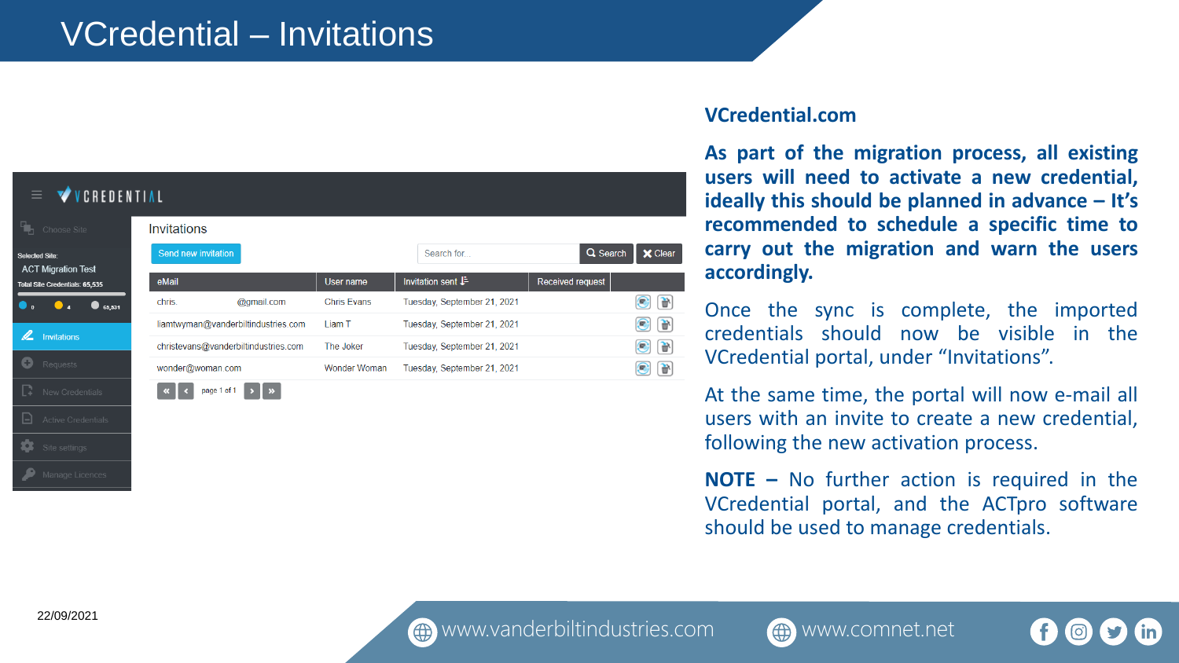# VCredential – Invitations

Invitations

| eMail | User name | Invitation sent | Received request |
| --- | --- | --- | --- |
| chris. @gmail.com | Chris Evans | Tuesday, September 21, 2021 | |
| liamtwyman@vanderbiltindustries.com | Liam T | Tuesday, September 21, 2021 | |
| christevans@vanderbiltindustries.com | The Joker | Tuesday, September 21, 2021 | |
| wonder@woman.com | Wonder Woman | Tuesday, September 21, 2021 | |

**VCredential.com**

**As part of the migration process, all existing users will need to activate a new credential, ideally this should be planned in advance – It's recommended to schedule a specific time to carry out the migration and warn the users accordingly.**

Once the sync is complete, the imported credentials should now be visible in the VCredential portal, under "Invitations".

At the same time, the portal will now e-mail all users with an invite to create a new credential, following the new activation process.

**NOTE –** No further action is required in the VCredential portal, and the ACTpro software should be used to manage credentials.

22/09/2021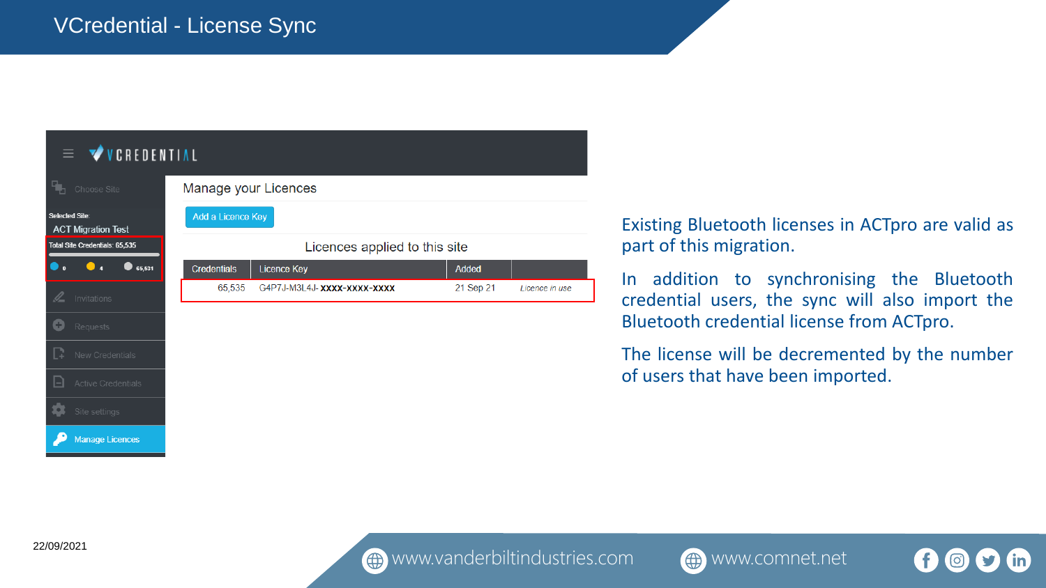# VCredential - License Sync

≡ VCREDENTIAL

- Choose Site
- Selected Site: ACT Migration Test
- Total Site Credentials: 65,535
- 0 · 4 · 65,531
- Invitations
- Requests
- New Credentials
- Active Credentials
- Site settings
- Manage Licences

Manage your Licences

Add a Licence Key

Licences applied to this site

| Credentials | Licence Key | Added | |
|---|---|---|---|
| 65,535 | G4P7J-M3L4J- XXXX-XXXX-XXXX | 21 Sep 21 | *Licence in use* |

Existing Bluetooth licenses in ACTpro are valid as part of this migration.

In addition to synchronising the Bluetooth credential users, the sync will also import the Bluetooth credential license from ACTpro.

The license will be decremented by the number of users that have been imported.

22/09/2021

www.vanderbiltindustries.com www.comnet.net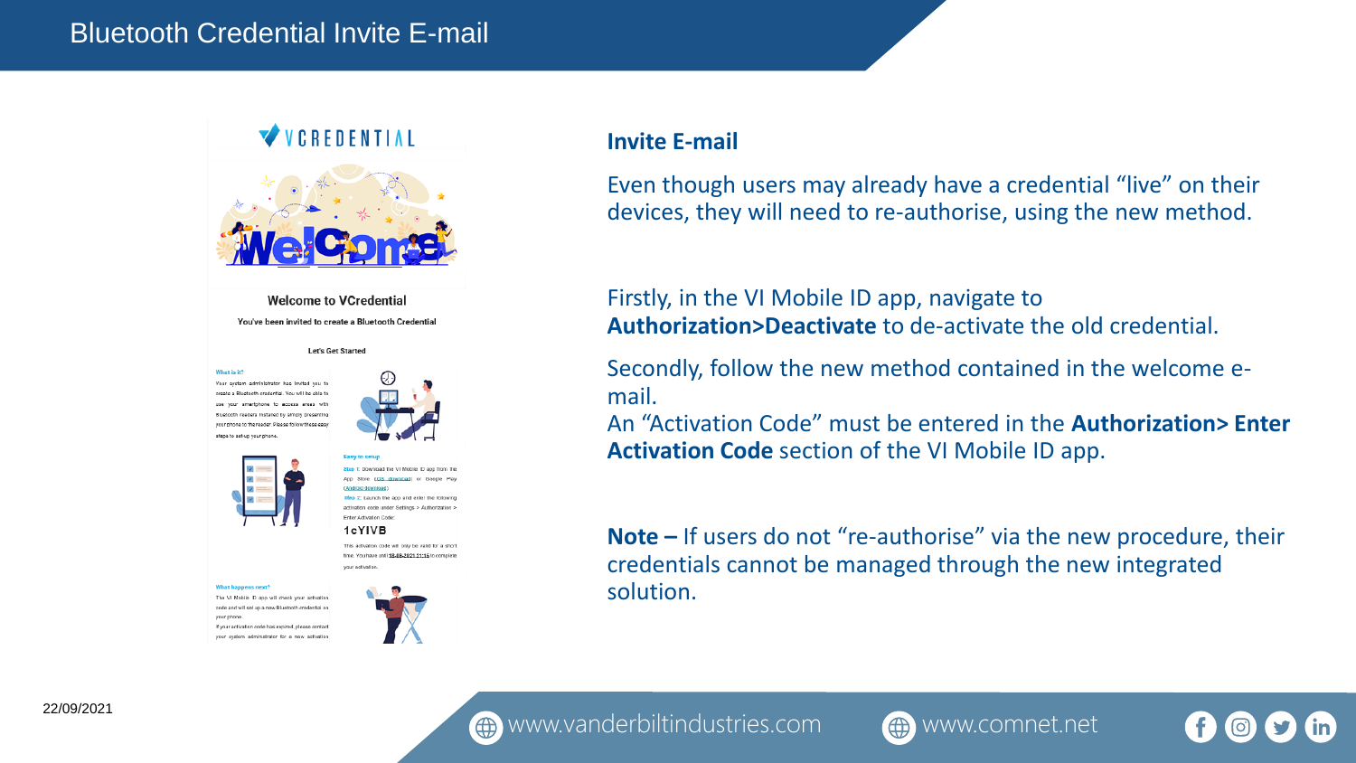# Bluetooth Credential Invite E-mail

VCREDENTIAL

Welcome to VCredential

You've been invited to create a Bluetooth Credential

Let's Get Started

**What is it?**

Your system administrator has invited you to create a Bluetooth credential. You will be able to use your smartphone to access areas with Bluetooth readers installed by simply presenting your phone to the reader. Please follow these easy steps to set up your phone.

**Easy to setup**

Step 1: Download the VI Mobile ID app from the App Store (iOS download) or Google Play (Android download)

Step 2: Launch the app and enter the following activation code under Settings > Authorization > Enter Activation Code:

**1cYIVB**

This activation code will only be valid for a short time. You have until 18-08-2021 21:16 to complete your activation.

**What happens next?**

The VI Mobile ID app will check your activation code and will set up a new Bluetooth credential on your phone.

If your activation code has expired, please contact your system administrator for a new activation

## Invite E-mail

Even though users may already have a credential "live" on their devices, they will need to re-authorise, using the new method.

Firstly, in the VI Mobile ID app, navigate to **Authorization>Deactivate** to de-activate the old credential.

Secondly, follow the new method contained in the welcome e-mail.

An "Activation Code" must be entered in the **Authorization> Enter Activation Code** section of the VI Mobile ID app.

**Note –** If users do not "re-authorise" via the new procedure, their credentials cannot be managed through the new integrated solution.

22/09/2021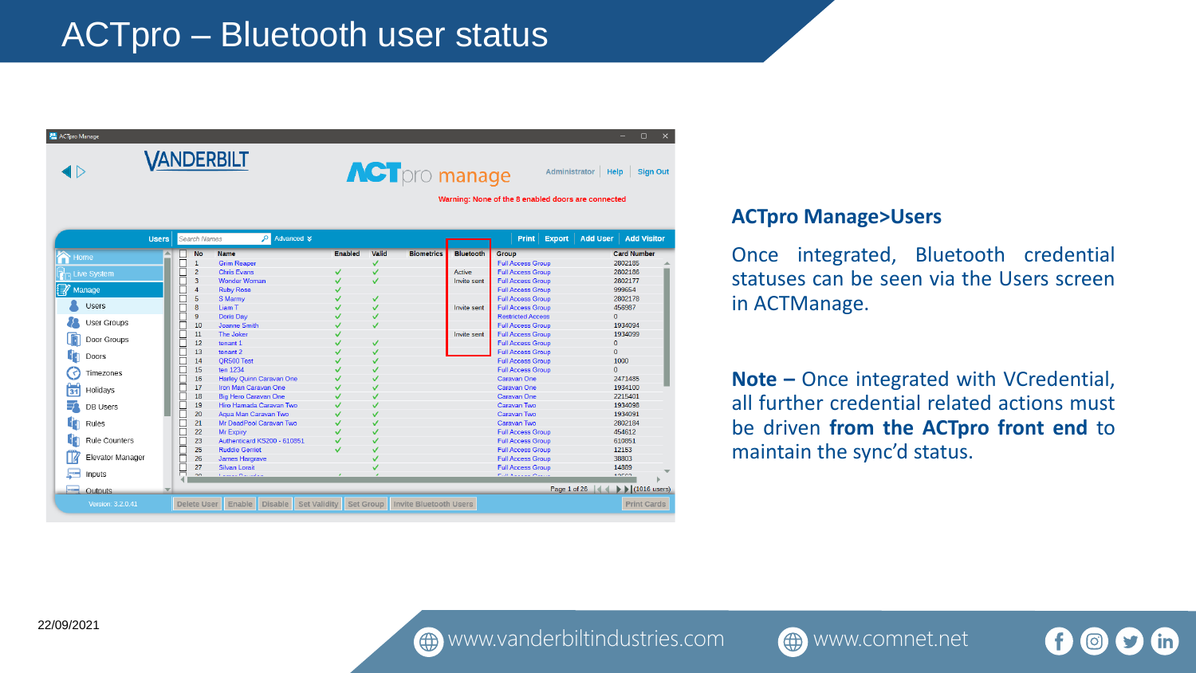# ACTpro – Bluetooth user status

## ACTpro Manage>Users

Once integrated, Bluetooth credential statuses can be seen via the Users screen in ACTManage.

**Note –** Once integrated with VCredential, all further credential related actions must be driven **from the ACTpro front end** to maintain the sync'd status.

22/09/2021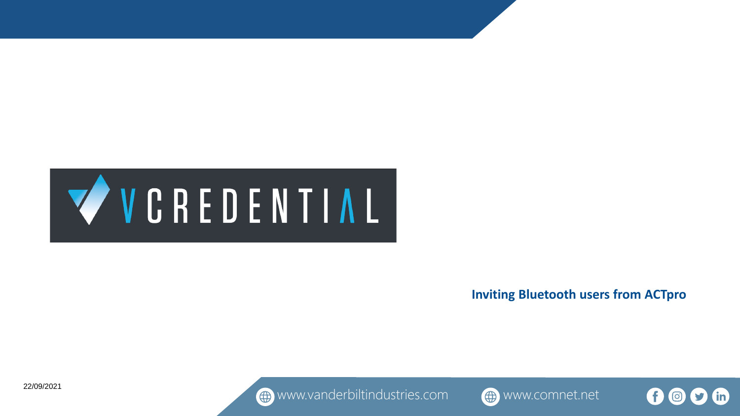# VCREDENTIAL

**Inviting Bluetooth users from ACTpro**

22/09/2021

www.vanderbiltindustries.com www.comnet.net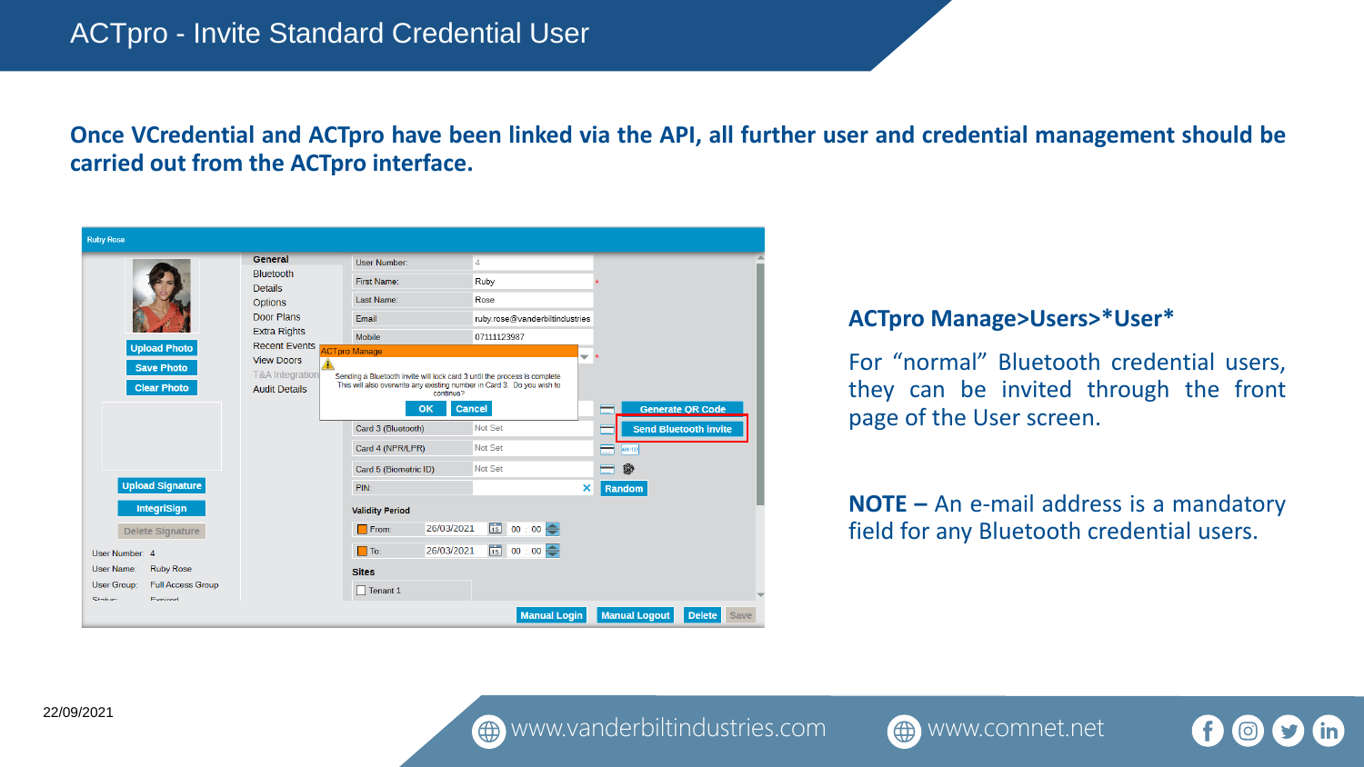# ACTpro - Invite Standard Credential User

**Once VCredential and ACTpro have been linked via the API, all further user and credential management should be carried out from the ACTpro interface.**

## ACTpro Manage>Users>*User*

For “normal” Bluetooth credential users, they can be invited through the front page of the User screen.

**NOTE –** An e-mail address is a mandatory field for any Bluetooth credential users.

22/09/2021

www.vanderbiltindustries.com www.comnet.net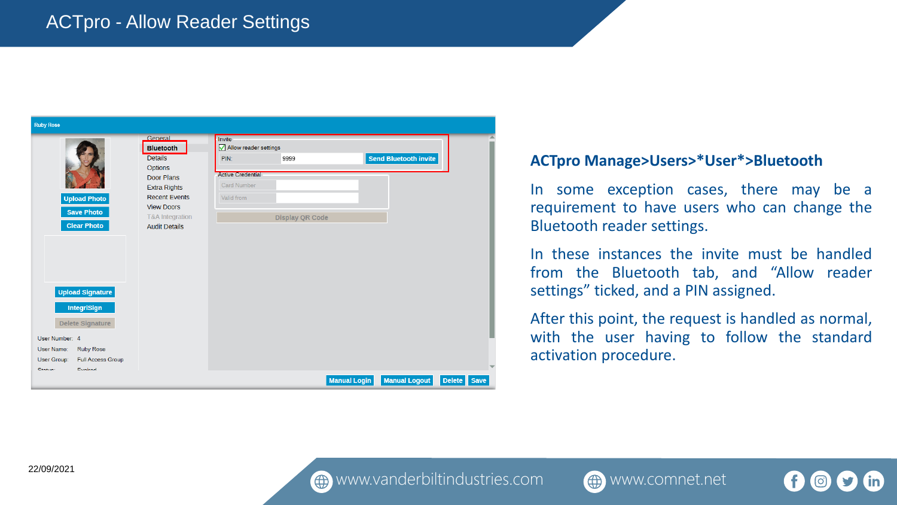# ACTpro - Allow Reader Settings

## ACTpro Manage>Users>*User*>Bluetooth

In some exception cases, there may be a requirement to have users who can change the Bluetooth reader settings.

In these instances the invite must be handled from the Bluetooth tab, and “Allow reader settings” ticked, and a PIN assigned.

After this point, the request is handled as normal, with the user having to follow the standard activation procedure.

22/09/2021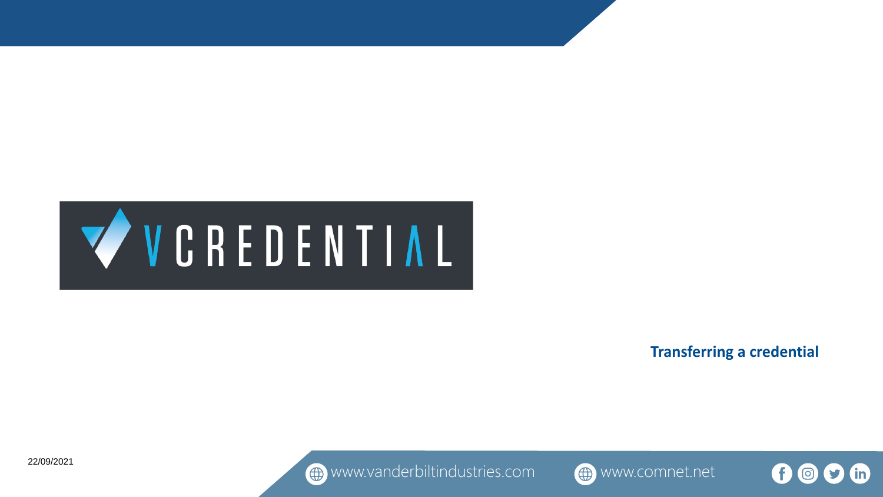VCREDENTIAL

**Transferring a credential**

22/09/2021

www.vanderbiltindustries.com www.comnet.net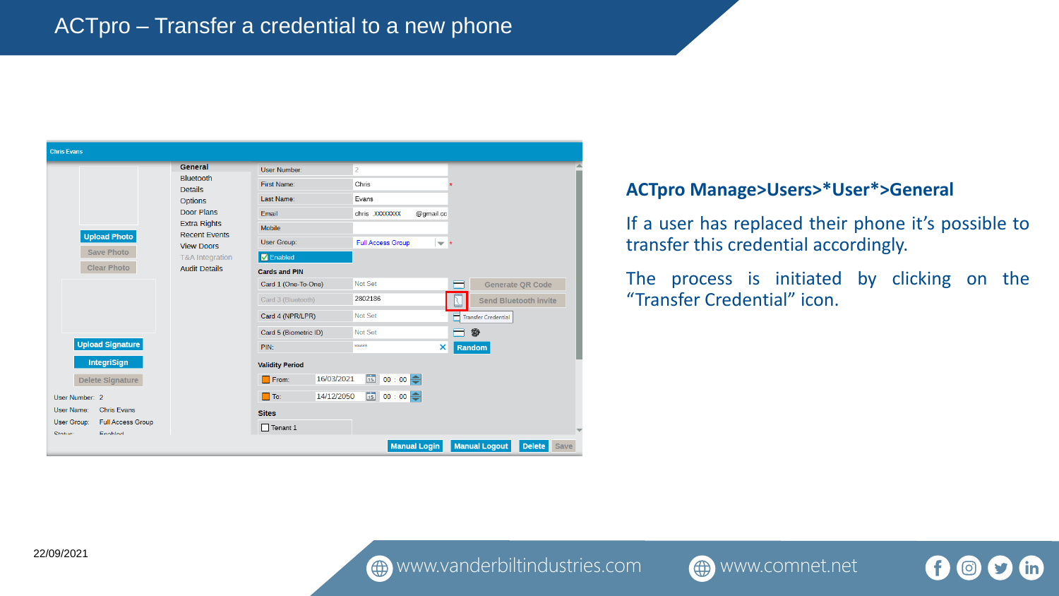# ACTpro – Transfer a credential to a new phone

**ACTpro Manage>Users>*User*>General**

If a user has replaced their phone it's possible to transfer this credential accordingly.

The process is initiated by clicking on the "Transfer Credential" icon.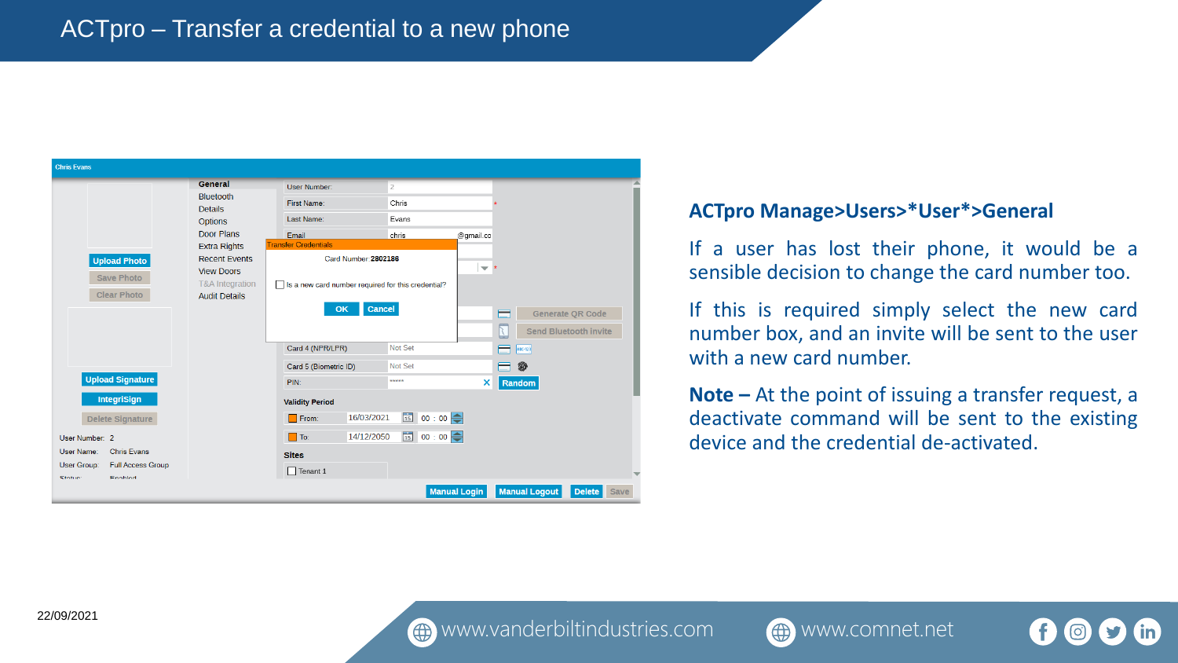# ACTpro – Transfer a credential to a new phone

**ACTpro Manage>Users>*User*>General**

If a user has lost their phone, it would be a sensible decision to change the card number too.

If this is required simply select the new card number box, and an invite will be sent to the user with a new card number.

**Note –** At the point of issuing a transfer request, a deactivate command will be sent to the existing device and the credential de-activated.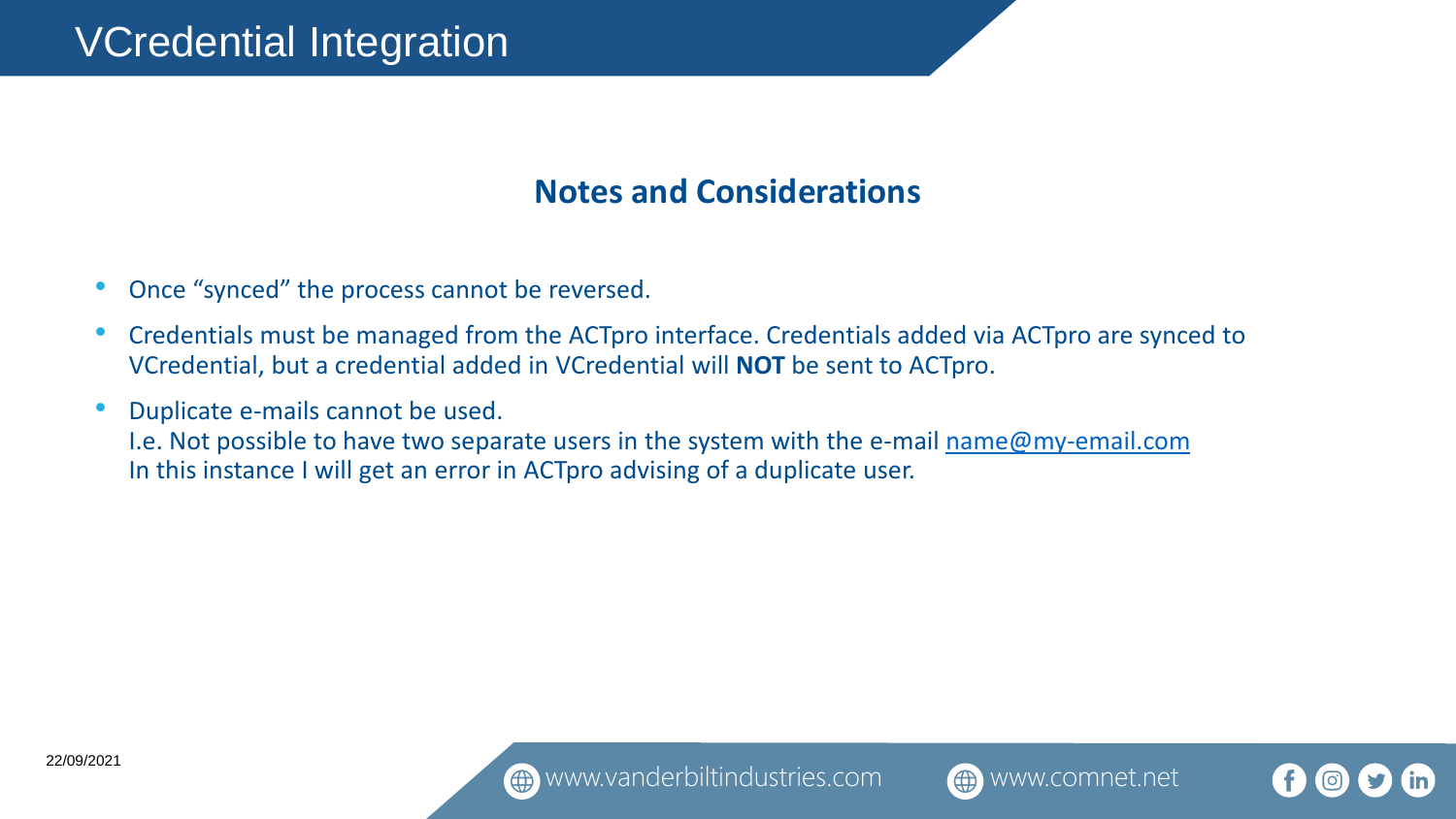# VCredential Integration

## Notes and Considerations

- Once “synced” the process cannot be reversed.
- Credentials must be managed from the ACTpro interface. Credentials added via ACTpro are synced to VCredential, but a credential added in VCredential will **NOT** be sent to ACTpro.
- Duplicate e-mails cannot be used.
  I.e. Not possible to have two separate users in the system with the e-mail name@my-email.com
  In this instance I will get an error in ACTpro advising of a duplicate user.